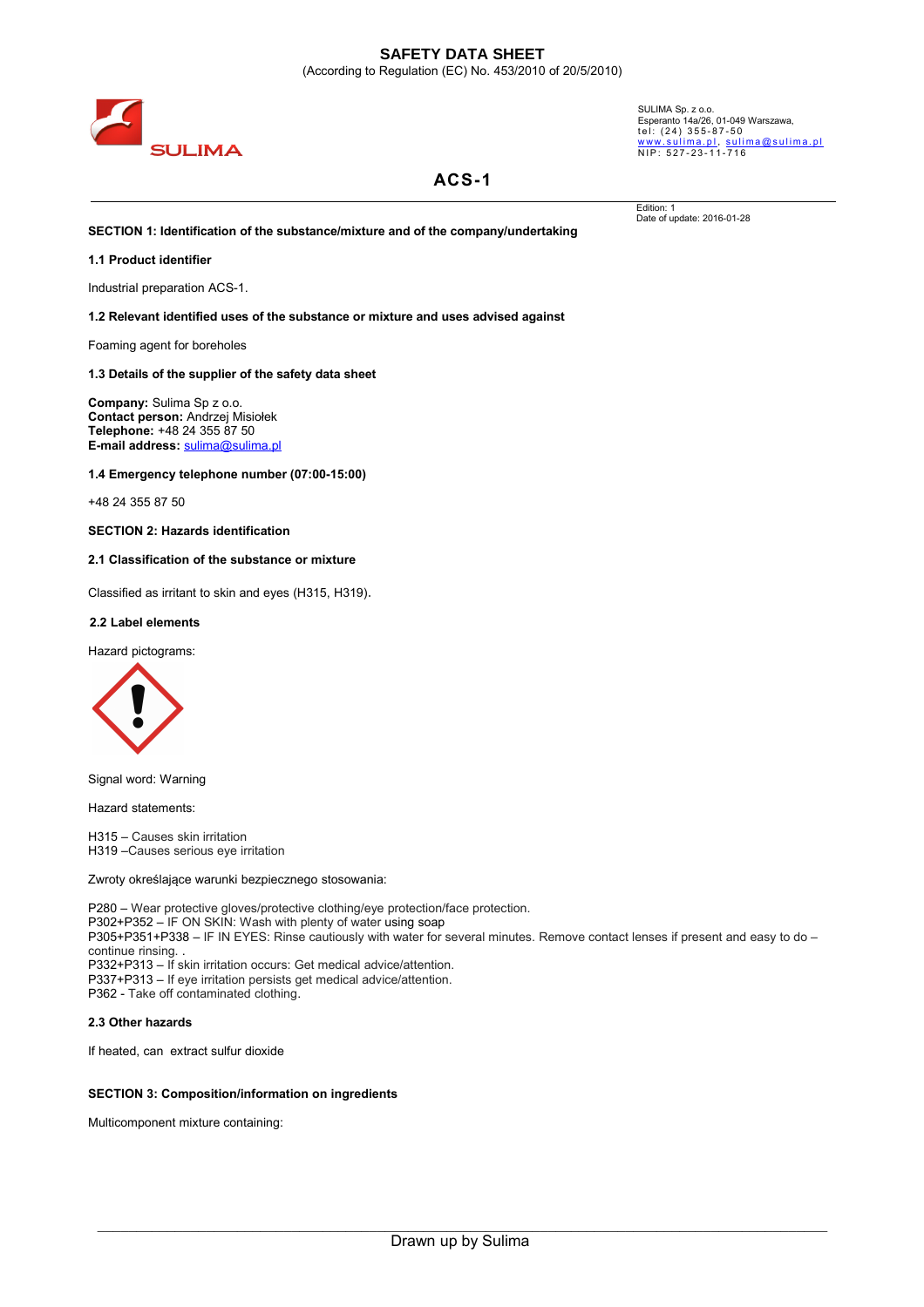# SAFETY DATA SHEET

(According to Regulation (EC) No. 453/2010 of 20/5/2010)

SULIMA

SULIMA Sp. z o.o.
Esperanto 14a/26, 01-049 Warszawa,
tel: (24) 355-87-50
www.sulima.pl, sulima@sulima.pl
NIP: 527-23-11-716

## ACS-1

Edition: 1
Date of update: 2016-01-28

### SECTION 1: Identification of the substance/mixture and of the company/undertaking

**1.1 Product identifier**

Industrial preparation ACS-1.

**1.2 Relevant identified uses of the substance or mixture and uses advised against**

Foaming agent for boreholes

**1.3 Details of the supplier of the safety data sheet**

**Company:** Sulima Sp z o.o.
**Contact person:** Andrzej Misiołek
**Telephone:** +48 24 355 87 50
**E-mail address:** sulima@sulima.pl

**1.4 Emergency telephone number (07:00-15:00)**

+48 24 355 87 50

### SECTION 2: Hazards identification

**2.1 Classification of the substance or mixture**

Classified as irritant to skin and eyes (H315, H319).

**2.2 Label elements**

Hazard pictograms:

Signal word: Warning

Hazard statements:

H315 – Causes skin irritation
H319 –Causes serious eye irritation

Zwroty określające warunki bezpiecznego stosowania:

P280 – Wear protective gloves/protective clothing/eye protection/face protection.
P302+P352 – IF ON SKIN: Wash with plenty of water using soap
P305+P351+P338 – IF IN EYES: Rinse cautiously with water for several minutes. Remove contact lenses if present and easy to do – continue rinsing. .
P332+P313 – If skin irritation occurs: Get medical advice/attention.
P337+P313 – If eye irritation persists get medical advice/attention.
P362 - Take off contaminated clothing.

**2.3 Other hazards**

If heated, can extract sulfur dioxide

### SECTION 3: Composition/information on ingredients

Multicomponent mixture containing:

Drawn up by Sulima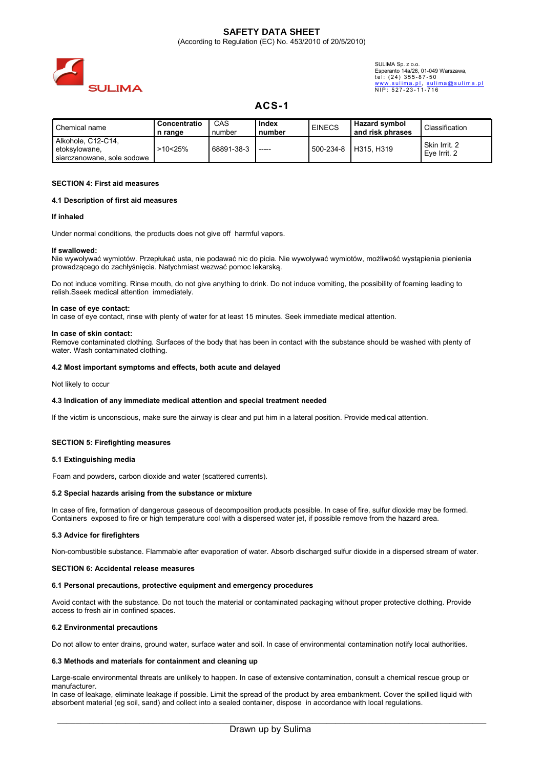# SAFETY DATA SHEET

(According to Regulation (EC) No. 453/2010 of 20/5/2010)

SULIMA Sp. z o.o.
Esperanto 14a/26, 01-049 Warszawa,
tel: (24) 355-87-50
www.sulima.pl, sulima@sulima.pl
NIP: 527-23-11-716

## ACS-1

| Chemical name | Concentration range | CAS number | Index number | EINECS | Hazard symbol and risk phrases | Classification |
|---|---|---|---|---|---|---|
| Alkohole, C12-C14, etoksylowane, siarczanowane, sole sodowe | >10<25% | 68891-38-3 | ----- | 500-234-8 | H315, H319 | Skin Irrit. 2 Eye Irrit. 2 |

### SECTION 4: First aid measures

#### 4.1 Description of first aid measures

**If inhaled**

Under normal conditions, the products does not give off harmful vapors.

**If swallowed:**
Nie wywoływać wymiotów. Przepłukać usta, nie podawać nic do picia. Nie wywoływać wymiotów, możliwość wystąpienia pienienia prowadzącego do zachłyśnięcia. Natychmiast wezwać pomoc lekarską.

Do not induce vomiting. Rinse mouth, do not give anything to drink. Do not induce vomiting, the possibility of foaming leading to relish.Sseek medical attention immediately.

**In case of eye contact:**
In case of eye contact, rinse with plenty of water for at least 15 minutes. Seek immediate medical attention.

**In case of skin contact:**
Remove contaminated clothing. Surfaces of the body that has been in contact with the substance should be washed with plenty of water. Wash contaminated clothing.

#### 4.2 Most important symptoms and effects, both acute and delayed

Not likely to occur

#### 4.3 Indication of any immediate medical attention and special treatment needed

If the victim is unconscious, make sure the airway is clear and put him in a lateral position. Provide medical attention.

### SECTION 5: Firefighting measures

#### 5.1 Extinguishing media

Foam and powders, carbon dioxide and water (scattered currents).

#### 5.2 Special hazards arising from the substance or mixture

In case of fire, formation of dangerous gaseous of decomposition products possible. In case of fire, sulfur dioxide may be formed. Containers exposed to fire or high temperature cool with a dispersed water jet, if possible remove from the hazard area.

#### 5.3 Advice for firefighters

Non-combustible substance. Flammable after evaporation of water. Absorb discharged sulfur dioxide in a dispersed stream of water.

### SECTION 6: Accidental release measures

#### 6.1 Personal precautions, protective equipment and emergency procedures

Avoid contact with the substance. Do not touch the material or contaminated packaging without proper protective clothing. Provide access to fresh air in confined spaces.

#### 6.2 Environmental precautions

Do not allow to enter drains, ground water, surface water and soil. In case of environmental contamination notify local authorities.

#### 6.3 Methods and materials for containment and cleaning up

Large-scale environmental threats are unlikely to happen. In case of extensive contamination, consult a chemical rescue group or manufacturer.
In case of leakage, eliminate leakage if possible. Limit the spread of the product by area embankment. Cover the spilled liquid with absorbent material (eg soil, sand) and collect into a sealed container, dispose in accordance with local regulations.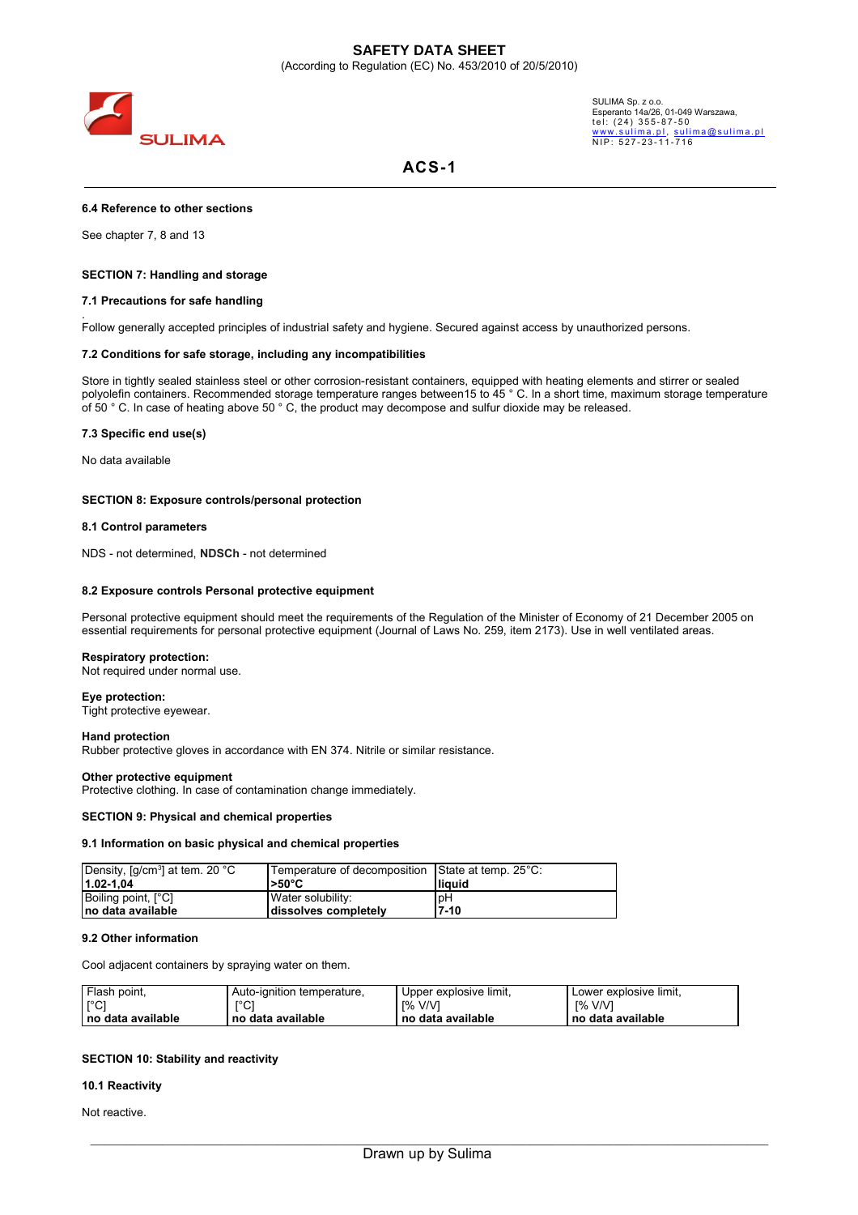#### 6.4 Reference to other sections

See chapter 7, 8 and 13

### SECTION 7: Handling and storage

#### 7.1 Precautions for safe handling

.
Follow generally accepted principles of industrial safety and hygiene. Secured against access by unauthorized persons.

#### 7.2 Conditions for safe storage, including any incompatibilities

Store in tightly sealed stainless steel or other corrosion-resistant containers, equipped with heating elements and stirrer or sealed polyolefin containers. Recommended storage temperature ranges between15 to 45 ° C. In a short time, maximum storage temperature of 50 ° C. In case of heating above 50 ° C, the product may decompose and sulfur dioxide may be released.

#### 7.3 Specific end use(s)

No data available

### SECTION 8: Exposure controls/personal protection

#### 8.1 Control parameters

NDS - not determined, **NDSCh** - not determined

#### 8.2 Exposure controls Personal protective equipment

Personal protective equipment should meet the requirements of the Regulation of the Minister of Economy of 21 December 2005 on essential requirements for personal protective equipment (Journal of Laws No. 259, item 2173). Use in well ventilated areas.

**Respiratory protection:**
Not required under normal use.

**Eye protection:**
Tight protective eyewear.

**Hand protection**
Rubber protective gloves in accordance with EN 374. Nitrile or similar resistance.

**Other protective equipment**
Protective clothing. In case of contamination change immediately.

### SECTION 9: Physical and chemical properties

#### 9.1 Information on basic physical and chemical properties

| Density, [g/cm$^3$] at tem. 20 °C | Temperature of decomposition | State at temp. 25°C: |
|---|---|---|
| **1.02-1,04** | **>50°C** | **liquid** |
| Boiling point, [°C] | Water solubility: | pH |
| **no data available** | **dissolves completely** | **7-10** |

#### 9.2 Other information

Cool adjacent containers by spraying water on them.

| Flash point, [°C] | Auto-ignition temperature, [°C] | Upper explosive limit, [% V/V] | Lower explosive limit, [% V/V] |
|---|---|---|---|
| **no data available** | **no data available** | **no data available** | **no data available** |

### SECTION 10: Stability and reactivity

#### 10.1 Reactivity

Not reactive.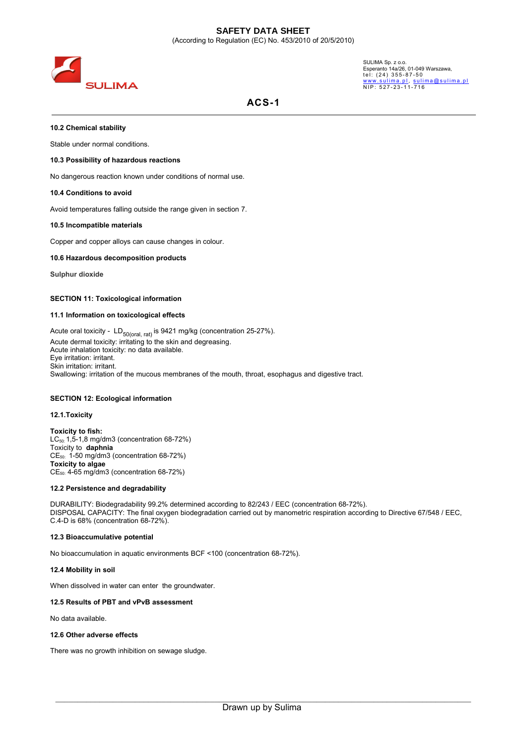### 10.2 Chemical stability

Stable under normal conditions.

### 10.3 Possibility of hazardous reactions

No dangerous reaction known under conditions of normal use.

### 10.4 Conditions to avoid

Avoid temperatures falling outside the range given in section 7.

### 10.5 Incompatible materials

Copper and copper alloys can cause changes in colour.

### 10.6 Hazardous decomposition products

**Sulphur dioxide**

## SECTION 11: Toxicological information

### 11.1 Information on toxicological effects

Acute oral toxicity - $LD_{50(oral,\ rat)}$ is 9421 mg/kg (concentration 25-27%).
Acute dermal toxicity: irritating to the skin and degreasing.
Acute inhalation toxicity: no data available.
Eye irritation: irritant.
Skin irritation: irritant.
Swallowing: irritation of the mucous membranes of the mouth, throat, esophagus and digestive tract.

## SECTION 12: Ecological information

### 12.1.Toxicity

**Toxicity to fish:**
$LC_{50:}$ 1,5-1,8 mg/dm3 (concentration 68-72%)
Toxicity to **daphnia**
$CE_{50:}$ 1-50 mg/dm3 (concentration 68-72%)
**Toxicity to algae**
$CE_{50:}$ 4-65 mg/dm3 (concentration 68-72%)

### 12.2 Persistence and degradability

DURABILITY: Biodegradability 99.2% determined according to 82/243 / EEC (concentration 68-72%).
DISPOSAL CAPACITY: The final oxygen biodegradation carried out by manometric respiration according to Directive 67/548 / EEC, C.4-D is 68% (concentration 68-72%).

### 12.3 Bioaccumulative potential

No bioaccumulation in aquatic environments BCF <100 (concentration 68-72%).

### 12.4 Mobility in soil

When dissolved in water can enter the groundwater.

### 12.5 Results of PBT and vPvB assessment

No data available.

### 12.6 Other adverse effects

There was no growth inhibition on sewage sludge.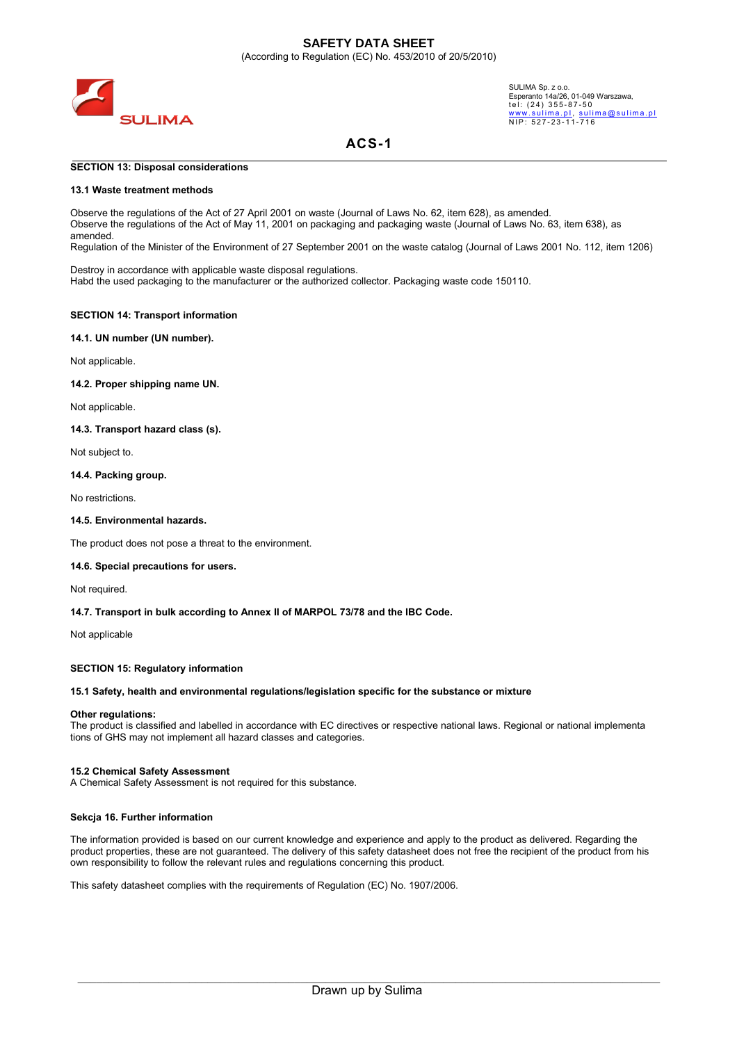## SECTION 13: Disposal considerations

### 13.1 Waste treatment methods

Observe the regulations of the Act of 27 April 2001 on waste (Journal of Laws No. 62, item 628), as amended.
Observe the regulations of the Act of May 11, 2001 on packaging and packaging waste (Journal of Laws No. 63, item 638), as amended.
Regulation of the Minister of the Environment of 27 September 2001 on the waste catalog (Journal of Laws 2001 No. 112, item 1206)

Destroy in accordance with applicable waste disposal regulations.
Habd the used packaging to the manufacturer or the authorized collector. Packaging waste code 150110.

## SECTION 14: Transport information

### 14.1. UN number (UN number).

Not applicable.

### 14.2. Proper shipping name UN.

Not applicable.

### 14.3. Transport hazard class (s).

Not subject to.

### 14.4. Packing group.

No restrictions.

### 14.5. Environmental hazards.

The product does not pose a threat to the environment.

### 14.6. Special precautions for users.

Not required.

### 14.7. Transport in bulk according to Annex II of MARPOL 73/78 and the IBC Code.

Not applicable

## SECTION 15: Regulatory information

### 15.1 Safety, health and environmental regulations/legislation specific for the substance or mixture

**Other regulations:**
The product is classified and labelled in accordance with EC directives or respective national laws. Regional or national implementa tions of GHS may not implement all hazard classes and categories.

### 15.2 Chemical Safety Assessment

A Chemical Safety Assessment is not required for this substance.

## Sekcja 16. Further information

The information provided is based on our current knowledge and experience and apply to the product as delivered. Regarding the product properties, these are not guaranteed. The delivery of this safety datasheet does not free the recipient of the product from his own responsibility to follow the relevant rules and regulations concerning this product.

This safety datasheet complies with the requirements of Regulation (EC) No. 1907/2006.